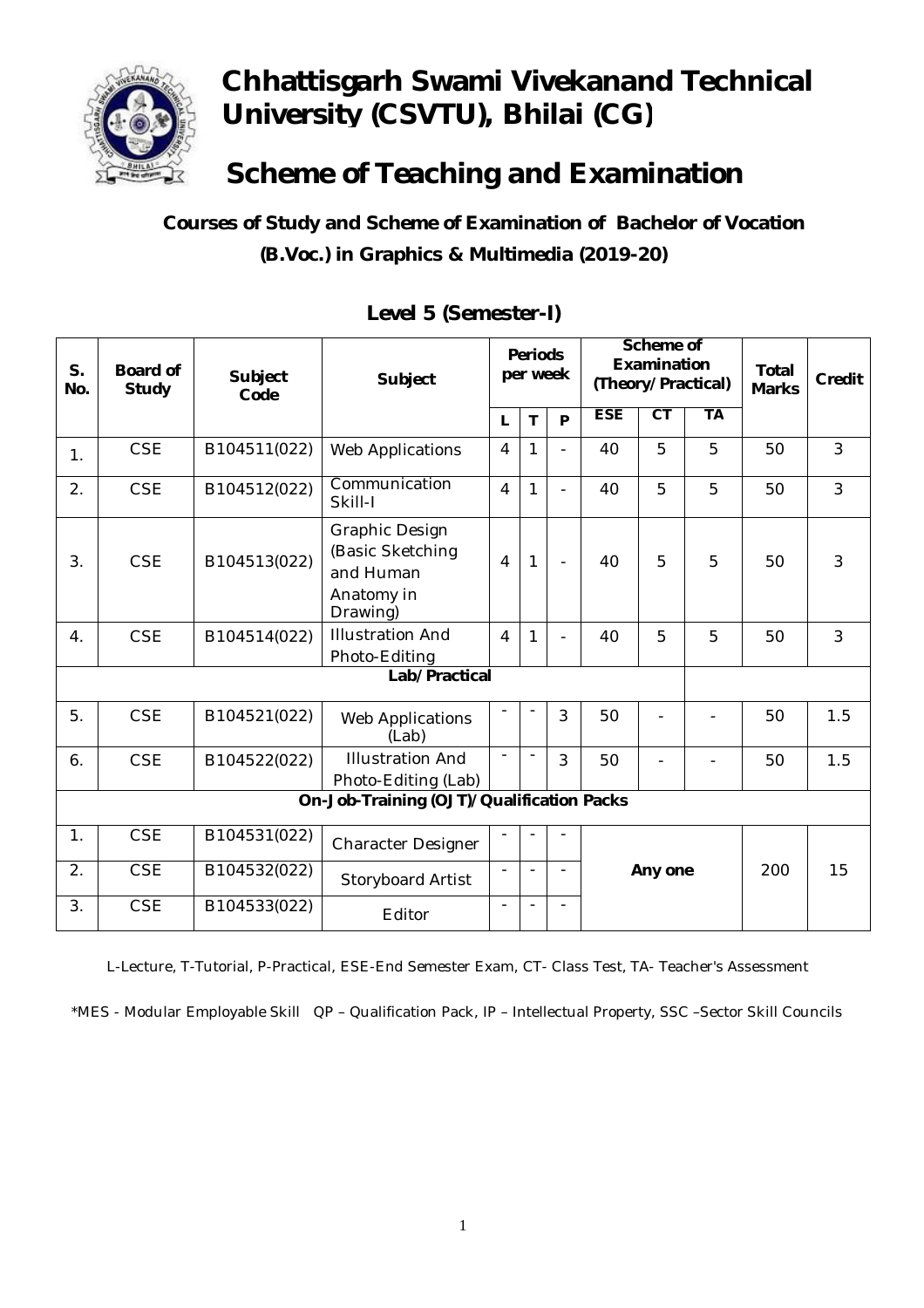# Chhattisgarh Swami Vivekanand Technical University (CSVTU), Bhilai (CG)

# Scheme of Teaching and Examination

## Courses of Study and Scheme of Examination of Bachelor of Vocation (B.Voc.) in Graphics & Multimedia (2019-20)

### Level 5 (Semester-I)

| S. No. | Board of Study | Subject Code | Subject | Periods per week | | | Scheme of Examination (Theory/Practical) | | | Total Marks | Credit |
|---|---|---|---|---|---|---|---|---|---|---|---|
| | | | | L | T | P | ESE | CT | TA | | |
| 1. | CSE | B104511(022) | Web Applications | 4 | 1 | - | 40 | 5 | 5 | 50 | 3 |
| 2. | CSE | B104512(022) | Communication Skill-I | 4 | 1 | - | 40 | 5 | 5 | 50 | 3 |
| 3. | CSE | B104513(022) | Graphic Design (Basic Sketching and Human Anatomy in Drawing) | 4 | 1 | - | 40 | 5 | 5 | 50 | 3 |
| 4. | CSE | B104514(022) | Illustration And Photo-Editing | 4 | 1 | - | 40 | 5 | 5 | 50 | 3 |
| **Lab/Practical** | | | | | | | | | | | |
| 5. | CSE | B104521(022) | Web Applications (Lab) | - | - | 3 | 50 | - | - | 50 | 1.5 |
| 6. | CSE | B104522(022) | Illustration And Photo-Editing (Lab) | - | - | 3 | 50 | - | - | 50 | 1.5 |
| **On-Job-Training (OJT)/Qualification Packs** | | | | | | | | | | | |
| 1. | CSE | B104531(022) | Character Designer | - | - | - | Any one | | | 200 | 15 |
| 2. | CSE | B104532(022) | Storyboard Artist | - | - | - | | | | | |
| 3. | CSE | B104533(022) | Editor | - | - | - | | | | | |

L-Lecture, T-Tutorial, P-Practical, ESE-End Semester Exam, CT- Class Test, TA- Teacher's Assessment

*MES - Modular Employable Skill QP – Qualification Pack, IP – Intellectual Property, SSC –Sector Skill Councils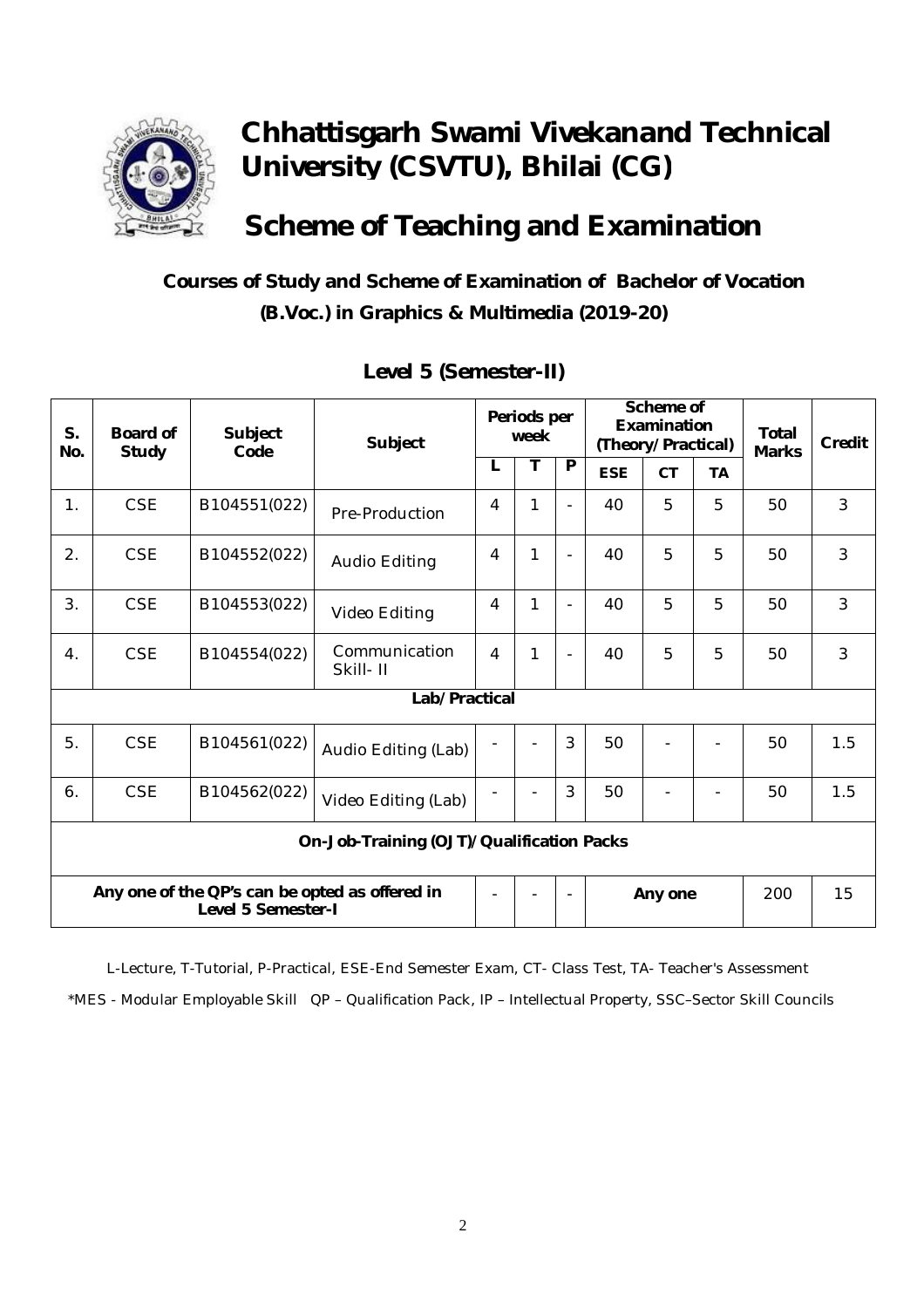# Chhattisgarh Swami Vivekanand Technical University (CSVTU), Bhilai (CG)

## Scheme of Teaching and Examination

### Courses of Study and Scheme of Examination of Bachelor of Vocation (B.Voc.) in Graphics & Multimedia (2019-20)

### Level 5 (Semester-II)

| S. No. | Board of Study | Subject Code | Subject | Periods per week | | | Scheme of Examination (Theory/Practical) | | | Total Marks | Credit |
|---|---|---|---|---|---|---|---|---|---|---|---|
| | | | | L | T | P | ESE | CT | TA | | |
| 1. | CSE | B104551(022) | Pre-Production | 4 | 1 | - | 40 | 5 | 5 | 50 | 3 |
| 2. | CSE | B104552(022) | Audio Editing | 4 | 1 | - | 40 | 5 | 5 | 50 | 3 |
| 3. | CSE | B104553(022) | Video Editing | 4 | 1 | - | 40 | 5 | 5 | 50 | 3 |
| 4. | CSE | B104554(022) | Communication Skill- II | 4 | 1 | - | 40 | 5 | 5 | 50 | 3 |
| **Lab/Practical** | | | | | | | | | | | |
| 5. | CSE | B104561(022) | Audio Editing (Lab) | - | - | 3 | 50 | - | - | 50 | 1.5 |
| 6. | CSE | B104562(022) | Video Editing (Lab) | - | - | 3 | 50 | - | - | 50 | 1.5 |
| **On-Job-Training (OJT)/Qualification Packs** | | | | | | | | | | | |
| **Any one of the QP's can be opted as offered in Level 5 Semester-I** | | | | - | - | - | Any one | | | 200 | 15 |

L-Lecture, T-Tutorial, P-Practical, ESE-End Semester Exam, CT- Class Test, TA- Teacher's Assessment

*MES - Modular Employable Skill QP – Qualification Pack, IP – Intellectual Property, SSC–Sector Skill Councils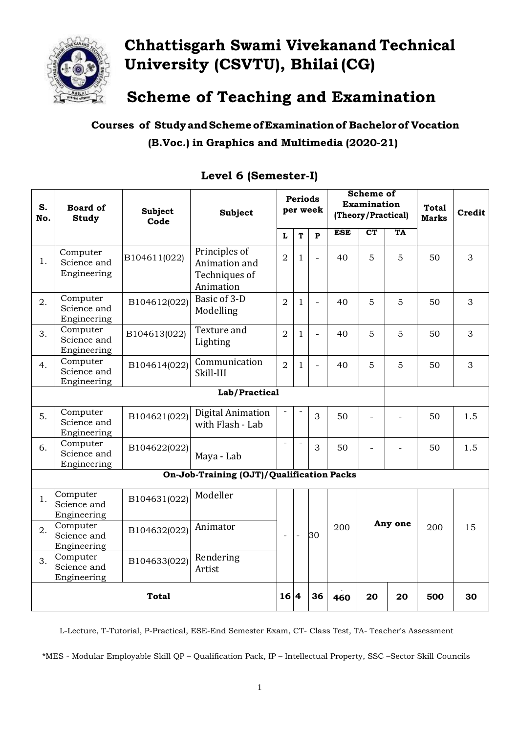# Chhattisgarh Swami Vivekanand Technical University (CSVTU), Bhilai (CG)

# Scheme of Teaching and Examination

## Courses of Study and Scheme of Examination of Bachelor of Vocation (B.Voc.) in Graphics and Multimedia (2020-21)

### Level 6 (Semester-I)

| S. No. | Board of Study | Subject Code | Subject | Periods per week | | | Scheme of Examination (Theory/Practical) | | | Total Marks | Credit |
|---|---|---|---|---|---|---|---|---|---|---|---|
| | | | | L | T | P | ESE | CT | TA | | |
| 1. | Computer Science and Engineering | B104611(022) | Principles of Animation and Techniques of Animation | 2 | 1 | - | 40 | 5 | 5 | 50 | 3 |
| 2. | Computer Science and Engineering | B104612(022) | Basic of 3-D Modelling | 2 | 1 | - | 40 | 5 | 5 | 50 | 3 |
| 3. | Computer Science and Engineering | B104613(022) | Texture and Lighting | 2 | 1 | - | 40 | 5 | 5 | 50 | 3 |
| 4. | Computer Science and Engineering | B104614(022) | Communication Skill-III | 2 | 1 | - | 40 | 5 | 5 | 50 | 3 |
| **Lab/Practical** | | | | | | | | | | | |
| 5. | Computer Science and Engineering | B104621(022) | Digital Animation with Flash - Lab | - | - | 3 | 50 | - | - | 50 | 1.5 |
| 6. | Computer Science and Engineering | B104622(022) | Maya - Lab | - | - | 3 | 50 | - | - | 50 | 1.5 |
| **On-Job-Training (OJT)/Qualification Packs** | | | | | | | | | | | |
| 1. | Computer Science and Engineering | B104631(022) | Modeller | - | - | 30 | 200 | **Any one** | | 200 | 15 |
| 2. | Computer Science and Engineering | B104632(022) | Animator | | | | | | | | |
| 3. | Computer Science and Engineering | B104633(022) | Rendering Artist | | | | | | | | |
| **Total** | | | | **16** | **4** | **36** | **460** | **20** | **20** | **500** | **30** |

L-Lecture, T-Tutorial, P-Practical, ESE-End Semester Exam, CT- Class Test, TA- Teacher's Assessment

*MES - Modular Employable Skill QP – Qualification Pack, IP – Intellectual Property, SSC –Sector Skill Councils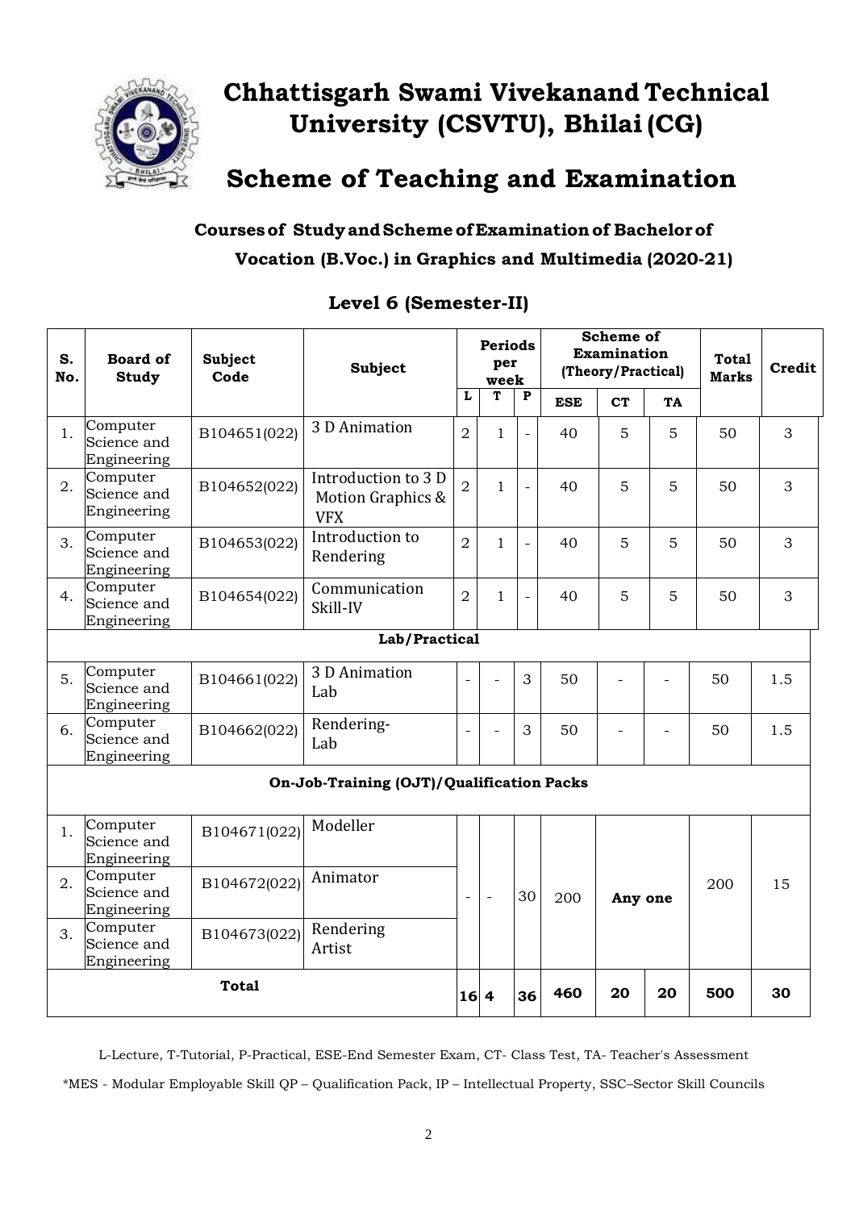# Chhattisgarh Swami Vivekanand Technical University (CSVTU), Bhilai (CG)

# Scheme of Teaching and Examination

### Courses of Study and Scheme of Examination of Bachelor of Vocation (B.Voc.) in Graphics and Multimedia (2020-21)

## Level 6 (Semester-II)

| S. No. | Board of Study | Subject Code | Subject | Periods per week | | | Scheme of Examination (Theory/Practical) | | | Total Marks | Credit |
|---|---|---|---|---|---|---|---|---|---|---|---|
| | | | | L | T | P | ESE | CT | TA | | |
| 1. | Computer Science and Engineering | B104651(022) | 3 D Animation | 2 | 1 | - | 40 | 5 | 5 | 50 | 3 |
| 2. | Computer Science and Engineering | B104652(022) | Introduction to 3 D Motion Graphics & VFX | 2 | 1 | - | 40 | 5 | 5 | 50 | 3 |
| 3. | Computer Science and Engineering | B104653(022) | Introduction to Rendering | 2 | 1 | - | 40 | 5 | 5 | 50 | 3 |
| 4. | Computer Science and Engineering | B104654(022) | Communication Skill-IV | 2 | 1 | - | 40 | 5 | 5 | 50 | 3 |
| | | | **Lab/Practical** | | | | | | | | |
| 5. | Computer Science and Engineering | B104661(022) | 3 D Animation Lab | - | - | 3 | 50 | - | - | 50 | 1.5 |
| 6. | Computer Science and Engineering | B104662(022) | Rendering-Lab | - | - | 3 | 50 | - | - | 50 | 1.5 |
| | | | **On-Job-Training (OJT)/Qualification Packs** | | | | | | | | |
| 1. | Computer Science and Engineering | B104671(022) | Modeller | - | - | 30 | 200 | Any one | | 200 | 15 |
| 2. | Computer Science and Engineering | B104672(022) | Animator | | | | | | | | |
| 3. | Computer Science and Engineering | B104673(022) | Rendering Artist | | | | | | | | |
| | | | **Total** | 16 | 4 | 36 | 460 | 20 | 20 | 500 | 30 |

L-Lecture, T-Tutorial, P-Practical, ESE-End Semester Exam, CT- Class Test, TA- Teacher's Assessment

*MES - Modular Employable Skill QP – Qualification Pack, IP – Intellectual Property, SSC–Sector Skill Councils